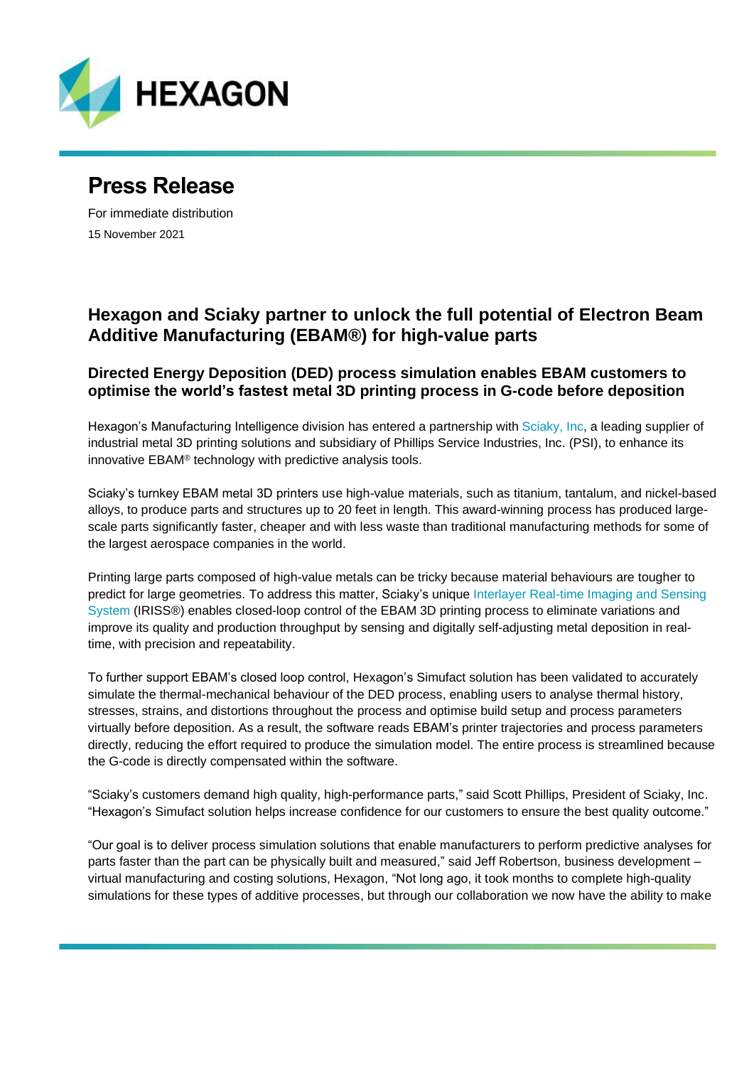# Press Release

For immediate distribution

15 November 2021

## Hexagon and Sciaky partner to unlock the full potential of Electron Beam Additive Manufacturing (EBAM®) for high-value parts

### Directed Energy Deposition (DED) process simulation enables EBAM customers to optimise the world's fastest metal 3D printing process in G-code before deposition

Hexagon's Manufacturing Intelligence division has entered a partnership with Sciaky, Inc, a leading supplier of industrial metal 3D printing solutions and subsidiary of Phillips Service Industries, Inc. (PSI), to enhance its innovative EBAM® technology with predictive analysis tools.

Sciaky's turnkey EBAM metal 3D printers use high-value materials, such as titanium, tantalum, and nickel-based alloys, to produce parts and structures up to 20 feet in length. This award-winning process has produced large-scale parts significantly faster, cheaper and with less waste than traditional manufacturing methods for some of the largest aerospace companies in the world.

Printing large parts composed of high-value metals can be tricky because material behaviours are tougher to predict for large geometries. To address this matter, Sciaky's unique Interlayer Real-time Imaging and Sensing System (IRISS®) enables closed-loop control of the EBAM 3D printing process to eliminate variations and improve its quality and production throughput by sensing and digitally self-adjusting metal deposition in real-time, with precision and repeatability.

To further support EBAM's closed loop control, Hexagon's Simufact solution has been validated to accurately simulate the thermal-mechanical behaviour of the DED process, enabling users to analyse thermal history, stresses, strains, and distortions throughout the process and optimise build setup and process parameters virtually before deposition. As a result, the software reads EBAM's printer trajectories and process parameters directly, reducing the effort required to produce the simulation model. The entire process is streamlined because the G-code is directly compensated within the software.

"Sciaky's customers demand high quality, high-performance parts," said Scott Phillips, President of Sciaky, Inc. "Hexagon's Simufact solution helps increase confidence for our customers to ensure the best quality outcome."

"Our goal is to deliver process simulation solutions that enable manufacturers to perform predictive analyses for parts faster than the part can be physically built and measured," said Jeff Robertson, business development – virtual manufacturing and costing solutions, Hexagon, "Not long ago, it took months to complete high-quality simulations for these types of additive processes, but through our collaboration we now have the ability to make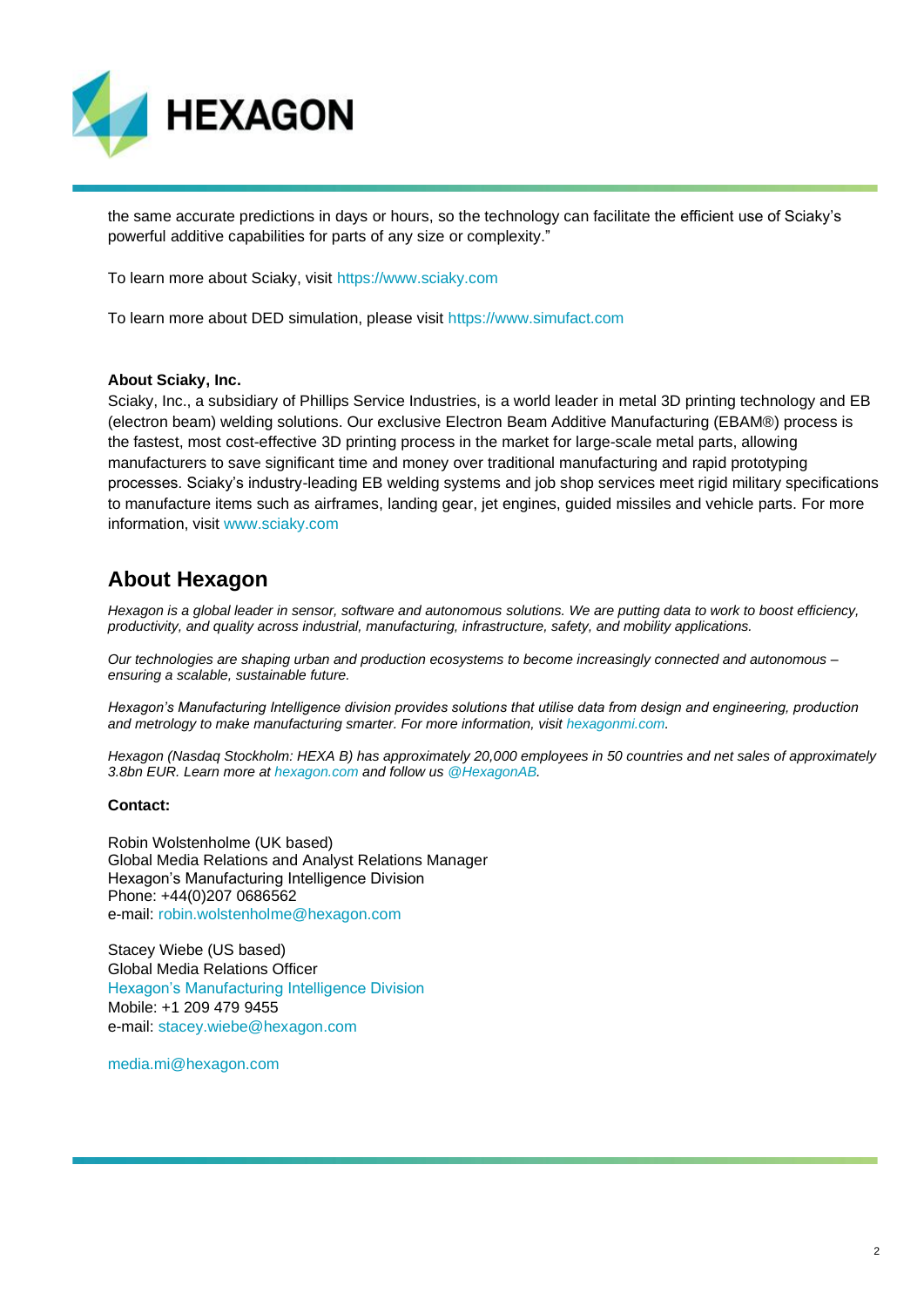the same accurate predictions in days or hours, so the technology can facilitate the efficient use of Sciaky's powerful additive capabilities for parts of any size or complexity."

To learn more about Sciaky, visit https://www.sciaky.com

To learn more about DED simulation, please visit https://www.simufact.com

**About Sciaky, Inc.**

Sciaky, Inc., a subsidiary of Phillips Service Industries, is a world leader in metal 3D printing technology and EB (electron beam) welding solutions. Our exclusive Electron Beam Additive Manufacturing (EBAM®) process is the fastest, most cost-effective 3D printing process in the market for large-scale metal parts, allowing manufacturers to save significant time and money over traditional manufacturing and rapid prototyping processes. Sciaky's industry-leading EB welding systems and job shop services meet rigid military specifications to manufacture items such as airframes, landing gear, jet engines, guided missiles and vehicle parts. For more information, visit www.sciaky.com

## About Hexagon

*Hexagon is a global leader in sensor, software and autonomous solutions. We are putting data to work to boost efficiency, productivity, and quality across industrial, manufacturing, infrastructure, safety, and mobility applications.*

*Our technologies are shaping urban and production ecosystems to become increasingly connected and autonomous – ensuring a scalable, sustainable future.*

*Hexagon's Manufacturing Intelligence division provides solutions that utilise data from design and engineering, production and metrology to make manufacturing smarter. For more information, visit hexagonmi.com.*

*Hexagon (Nasdaq Stockholm: HEXA B) has approximately 20,000 employees in 50 countries and net sales of approximately 3.8bn EUR. Learn more at hexagon.com and follow us @HexagonAB.*

**Contact:**

Robin Wolstenholme (UK based)
Global Media Relations and Analyst Relations Manager
Hexagon's Manufacturing Intelligence Division
Phone: +44(0)207 0686562
e-mail: robin.wolstenholme@hexagon.com

Stacey Wiebe (US based)
Global Media Relations Officer
Hexagon's Manufacturing Intelligence Division
Mobile: +1 209 479 9455
e-mail: stacey.wiebe@hexagon.com

media.mi@hexagon.com